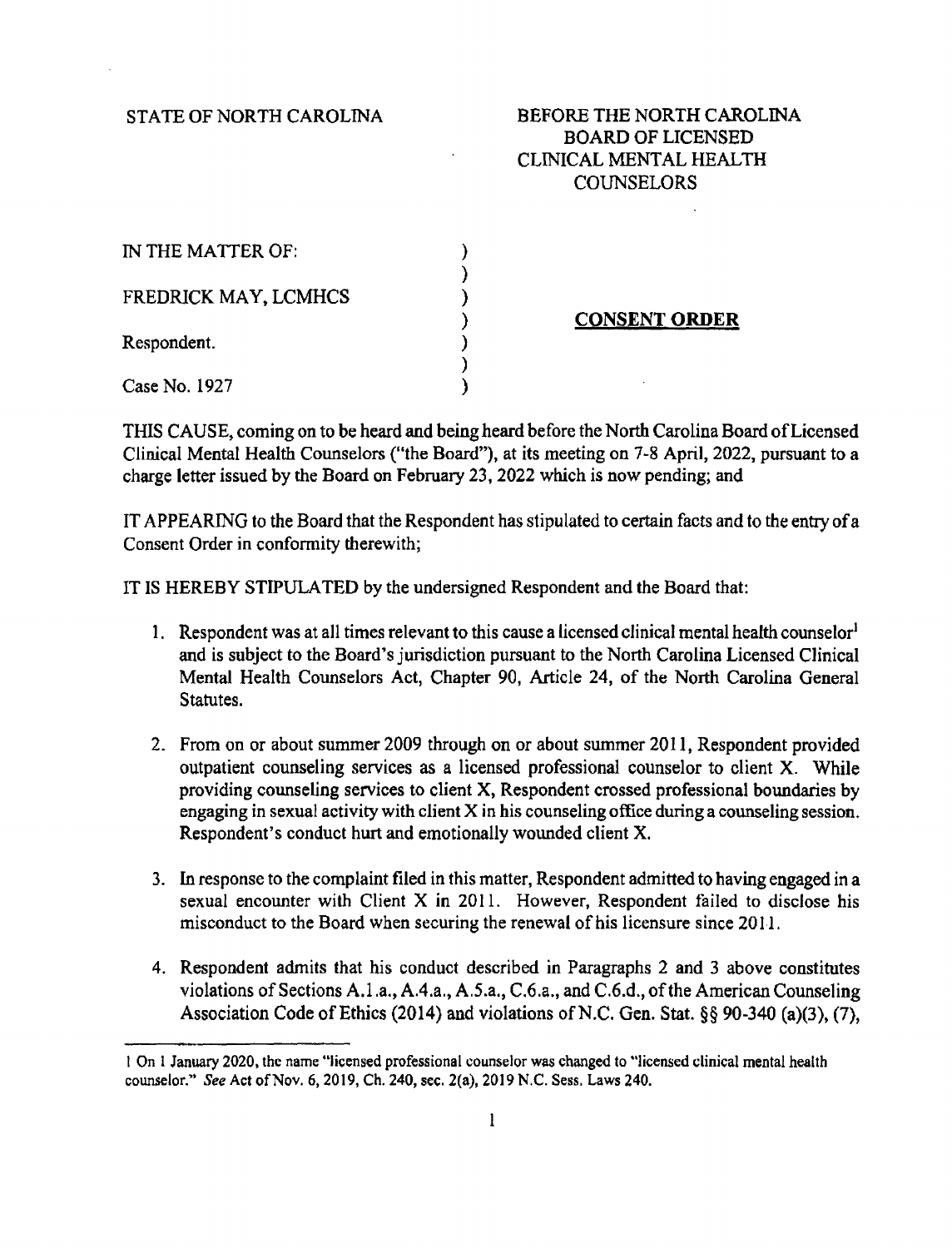STATE OF NORTH CAROLINA

BEFORE THE NORTH CAROLINA BOARD OF LICENSED CLINICAL MENTAL HEALTH COUNSELORS

IN THE MATTER OF:

FREDRICK MAY, LCMHCS

Respondent.

Case No. 1927

**CONSENT ORDER**

THIS CAUSE, coming on to be heard and being heard before the North Carolina Board of Licensed Clinical Mental Health Counselors ("the Board"), at its meeting on 7-8 April, 2022, pursuant to a charge letter issued by the Board on February 23, 2022 which is now pending; and

IT APPEARING to the Board that the Respondent has stipulated to certain facts and to the entry of a Consent Order in conformity therewith;

IT IS HEREBY STIPULATED by the undersigned Respondent and the Board that:

1. Respondent was at all times relevant to this cause a licensed clinical mental health counselor[1] and is subject to the Board's jurisdiction pursuant to the North Carolina Licensed Clinical Mental Health Counselors Act, Chapter 90, Article 24, of the North Carolina General Statutes.

2. From on or about summer 2009 through on or about summer 2011, Respondent provided outpatient counseling services as a licensed professional counselor to client X. While providing counseling services to client X, Respondent crossed professional boundaries by engaging in sexual activity with client X in his counseling office during a counseling session. Respondent's conduct hurt and emotionally wounded client X.

3. In response to the complaint filed in this matter, Respondent admitted to having engaged in a sexual encounter with Client X in 2011. However, Respondent failed to disclose his misconduct to the Board when securing the renewal of his licensure since 2011.

4. Respondent admits that his conduct described in Paragraphs 2 and 3 above constitutes violations of Sections A.1.a., A.4.a., A.5.a., C.6.a., and C.6.d., of the American Counseling Association Code of Ethics (2014) and violations of N.C. Gen. Stat. §§ 90-340 (a)(3), (7),

---

1 On 1 January 2020, the name "licensed professional counselor was changed to "licensed clinical mental health counselor." *See* Act of Nov. 6, 2019, Ch. 240, sec. 2(a), 2019 N.C. Sess. Laws 240.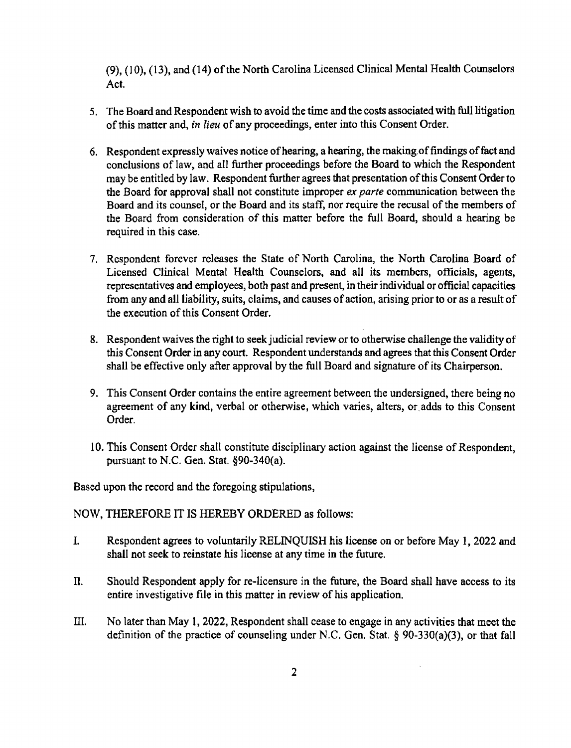(9), (10), (13), and (14) of the North Carolina Licensed Clinical Mental Health Counselors Act.

5. The Board and Respondent wish to avoid the time and the costs associated with full litigation of this matter and, *in lieu* of any proceedings, enter into this Consent Order.

6. Respondent expressly waives notice of hearing, a hearing, the making of findings of fact and conclusions of law, and all further proceedings before the Board to which the Respondent may be entitled by law. Respondent further agrees that presentation of this Consent Order to the Board for approval shall not constitute improper *ex parte* communication between the Board and its counsel, or the Board and its staff, nor require the recusal of the members of the Board from consideration of this matter before the full Board, should a hearing be required in this case.

7. Respondent forever releases the State of North Carolina, the North Carolina Board of Licensed Clinical Mental Health Counselors, and all its members, officials, agents, representatives and employees, both past and present, in their individual or official capacities from any and all liability, suits, claims, and causes of action, arising prior to or as a result of the execution of this Consent Order.

8. Respondent waives the right to seek judicial review or to otherwise challenge the validity of this Consent Order in any court. Respondent understands and agrees that this Consent Order shall be effective only after approval by the full Board and signature of its Chairperson.

9. This Consent Order contains the entire agreement between the undersigned, there being no agreement of any kind, verbal or otherwise, which varies, alters, or adds to this Consent Order.

10. This Consent Order shall constitute disciplinary action against the license of Respondent, pursuant to N.C. Gen. Stat. §90-340(a).

Based upon the record and the foregoing stipulations,

NOW, THEREFORE IT IS HEREBY ORDERED as follows:

I. Respondent agrees to voluntarily RELINQUISH his license on or before May 1, 2022 and shall not seek to reinstate his license at any time in the future.

II. Should Respondent apply for re-licensure in the future, the Board shall have access to its entire investigative file in this matter in review of his application.

III. No later than May 1, 2022, Respondent shall cease to engage in any activities that meet the definition of the practice of counseling under N.C. Gen. Stat. § 90-330(a)(3), or that fall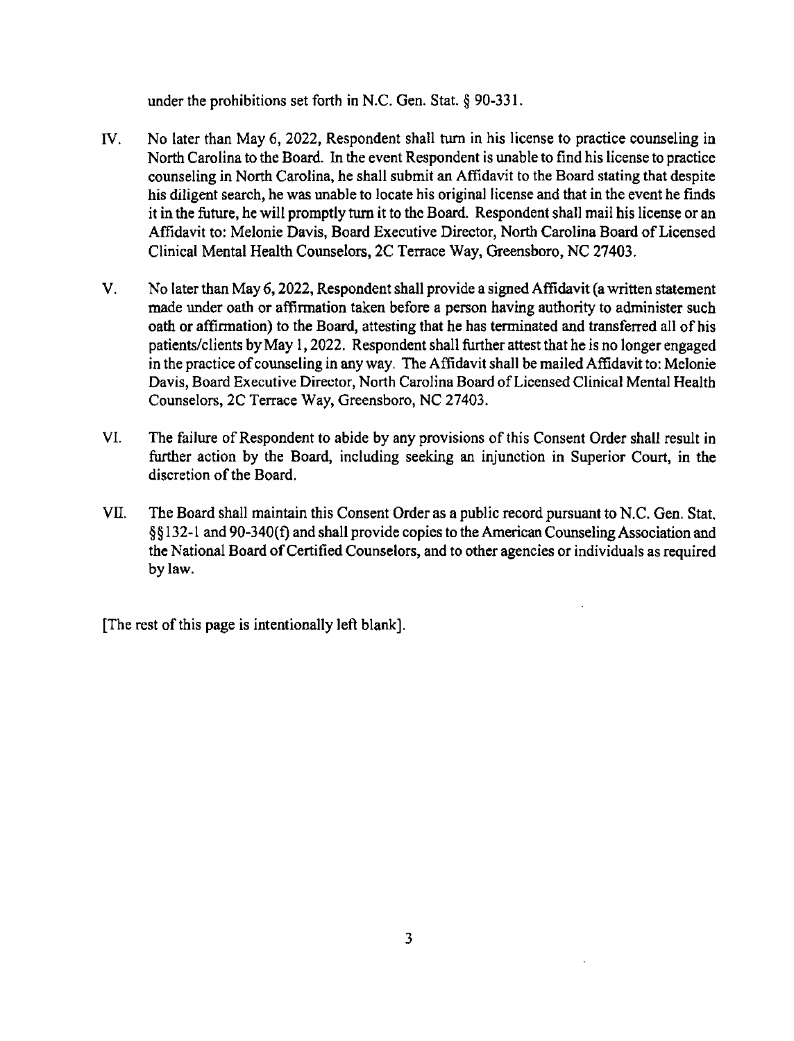under the prohibitions set forth in N.C. Gen. Stat. § 90-331.

IV. No later than May 6, 2022, Respondent shall turn in his license to practice counseling in North Carolina to the Board. In the event Respondent is unable to find his license to practice counseling in North Carolina, he shall submit an Affidavit to the Board stating that despite his diligent search, he was unable to locate his original license and that in the event he finds it in the future, he will promptly turn it to the Board. Respondent shall mail his license or an Affidavit to: Melonie Davis, Board Executive Director, North Carolina Board of Licensed Clinical Mental Health Counselors, 2C Terrace Way, Greensboro, NC 27403.

V. No later than May 6, 2022, Respondent shall provide a signed Affidavit (a written statement made under oath or affirmation taken before a person having authority to administer such oath or affirmation) to the Board, attesting that he has terminated and transferred all of his patients/clients by May 1, 2022. Respondent shall further attest that he is no longer engaged in the practice of counseling in any way. The Affidavit shall be mailed Affidavit to: Melonie Davis, Board Executive Director, North Carolina Board of Licensed Clinical Mental Health Counselors, 2C Terrace Way, Greensboro, NC 27403.

VI. The failure of Respondent to abide by any provisions of this Consent Order shall result in further action by the Board, including seeking an injunction in Superior Court, in the discretion of the Board.

VII. The Board shall maintain this Consent Order as a public record pursuant to N.C. Gen. Stat. §§132-1 and 90-340(f) and shall provide copies to the American Counseling Association and the National Board of Certified Counselors, and to other agencies or individuals as required by law.

[The rest of this page is intentionally left blank].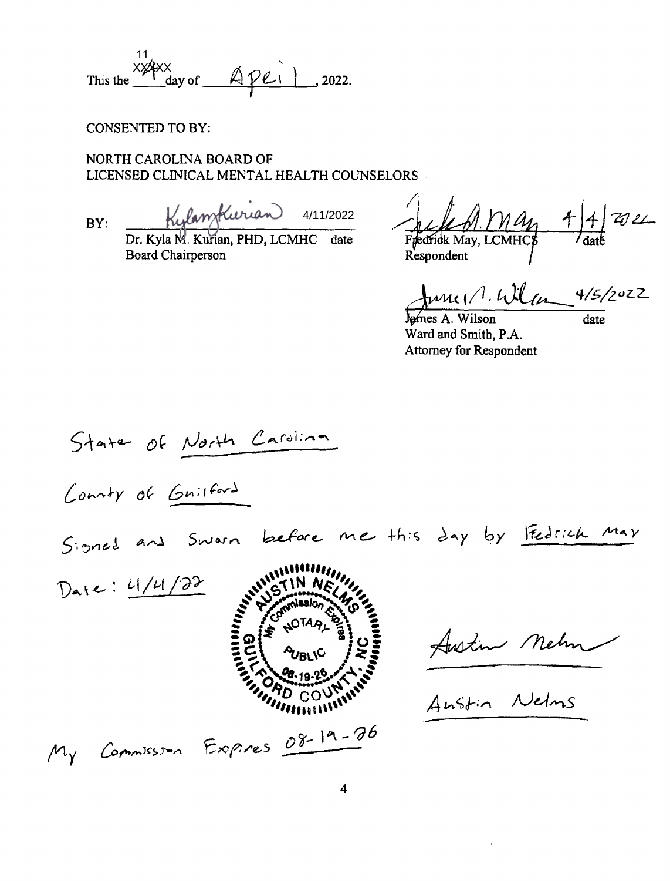This the ~~XX~~ 11 ~~XX~~ day of April, 2022.

CONSENTED TO BY:

NORTH CAROLINA BOARD OF
LICENSED CLINICAL MENTAL HEALTH COUNSELORS

BY: _Kyla M. Kurian_ 4/11/2022
Dr. Kyla M. Kurian, PHD, LCMHC date
Board Chairperson

_Fredrick A. May_ 4/4/2022
Fredrick May, LCMHCS date
Respondent

_James A. Wilson_ 4/5/2022
James A. Wilson date
Ward and Smith, P.A.
Attorney for Respondent

State of North Carolina

County of Guilford

Signed and Sworn before me this day by Fedrick May

Date: 4/4/22

AUSTIN NELMS
Notary Public
Guilford County, NC
My Commission Expires 08-19-26

_Austin Nelms_

Austin Nelms

My Commission Expires 08-19-26